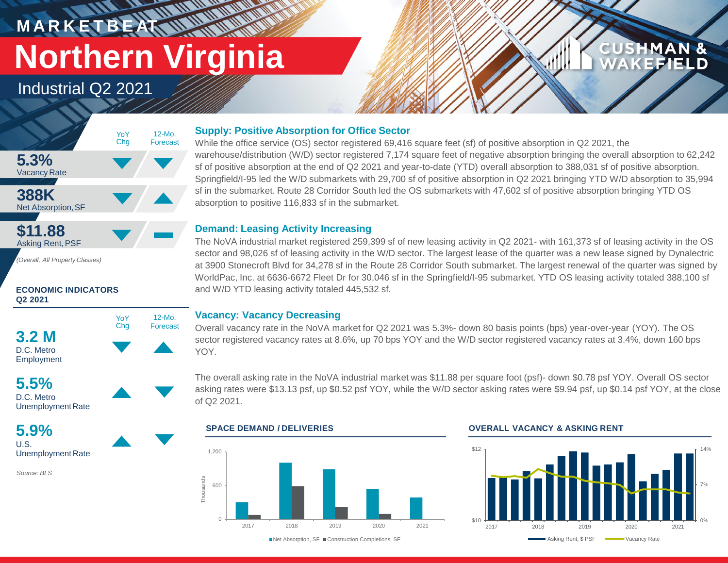# MARKETBEAT

# Northern Virginia

## Industrial Q2 2021

CUSHMAN & WAKEFIELD

| | YoY Chg | 12-Mo. Forecast |
|---|---|---|
| **5.3%** Vacancy Rate | ▼ | ▼ |
| **388K** Net Absorption, SF | ▼ | ▲ |
| **$11.88** Asking Rent, PSF | ▼ | ▬ |

*(Overall, All Property Classes)*

**ECONOMIC INDICATORS Q2 2021**

| | YoY Chg | 12-Mo. Forecast |
|---|---|---|
| **3.2 M** D.C. Metro Employment | ▼ | ▲ |
| **5.5%** D.C. Metro Unemployment Rate | ▲ | ▼ |
| **5.9%** U.S. Unemployment Rate | ▲ | ▼ |

*Source: BLS*

### Supply: Positive Absorption for Office Sector

While the office service (OS) sector registered 69,416 square feet (sf) of positive absorption in Q2 2021, the warehouse/distribution (W/D) sector registered 7,174 square feet of negative absorption bringing the overall absorption to 62,242 sf of positive absorption at the end of Q2 2021 and year-to-date (YTD) overall absorption to 388,031 sf of positive absorption. Springfield/I-95 led the W/D submarkets with 29,700 sf of positive absorption in Q2 2021 bringing YTD W/D absorption to 35,994 sf in the submarket. Route 28 Corridor South led the OS submarkets with 47,602 sf of positive absorption bringing YTD OS absorption to positive 116,833 sf in the submarket.

### Demand: Leasing Activity Increasing

The NoVA industrial market registered 259,399 sf of new leasing activity in Q2 2021- with 161,373 sf of leasing activity in the OS sector and 98,026 sf of leasing activity in the W/D sector. The largest lease of the quarter was a new lease signed by Dynalectric at 3900 Stonecroft Blvd for 34,278 sf in the Route 28 Corridor South submarket. The largest renewal of the quarter was signed by WorldPac, Inc. at 6636-6672 Fleet Dr for 30,046 sf in the Springfield/I-95 submarket. YTD OS leasing activity totaled 388,100 sf and W/D YTD leasing activity totaled 445,532 sf.

### Vacancy: Vacancy Decreasing

Overall vacancy rate in the NoVA market for Q2 2021 was 5.3%- down 80 basis points (bps) year-over-year (YOY). The OS sector registered vacancy rates at 8.6%, up 70 bps YOY and the W/D sector registered vacancy rates at 3.4%, down 160 bps YOY.

The overall asking rate in the NoVA industrial market was $11.88 per square foot (psf)- down $0.78 psf YOY. Overall OS sector asking rates were $13.13 psf, up $0.52 psf YOY, while the W/D sector asking rates were $9.94 psf, up $0.14 psf YOY, at the close of Q2 2021.

**SPACE DEMAND / DELIVERIES**

Net Absorption, SF | Construction Completions, SF (Thousands; 2017–2021)

**OVERALL VACANCY & ASKING RENT**

Asking Rent, $ PSF | Vacancy Rate (2017–2021)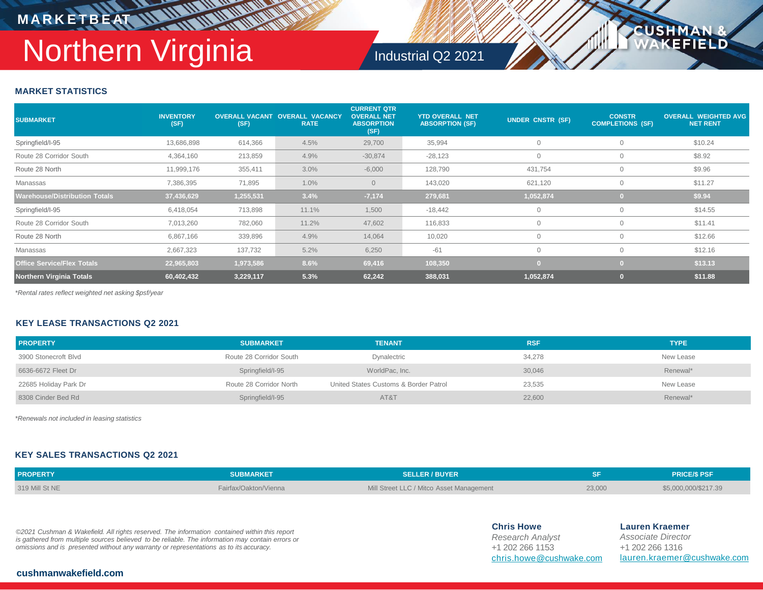MARKETBEAT

# Northern Virginia

Industrial Q2 2021

## MARKET STATISTICS

| SUBMARKET | INVENTORY (SF) | OVERALL VACANT (SF) | OVERALL VACANCY RATE | CURRENT QTR OVERALL NET ABSORPTION (SF) | YTD OVERALL NET ABSORPTION (SF) | UNDER CNSTR (SF) | CONSTR COMPLETIONS (SF) | OVERALL WEIGHTED AVG NET RENT |
|---|---|---|---|---|---|---|---|---|
| Springfield/I-95 | 13,686,898 | 614,366 | 4.5% | 29,700 | 35,994 | 0 | 0 | $10.24 |
| Route 28 Corridor South | 4,364,160 | 213,859 | 4.9% | -30,874 | -28,123 | 0 | 0 | $8.92 |
| Route 28 North | 11,999,176 | 355,411 | 3.0% | -6,000 | 128,790 | 431,754 | 0 | $9.96 |
| Manassas | 7,386,395 | 71,895 | 1.0% | 0 | 143,020 | 621,120 | 0 | $11.27 |
| **Warehouse/Distribution Totals** | **37,436,629** | **1,255,531** | **3.4%** | **-7,174** | **279,681** | **1,052,874** | **0** | **$9.94** |
| Springfield/I-95 | 6,418,054 | 713,898 | 11.1% | 1,500 | -18,442 | 0 | 0 | $14.55 |
| Route 28 Corridor South | 7,013,260 | 782,060 | 11.2% | 47,602 | 116,833 | 0 | 0 | $11.41 |
| Route 28 North | 6,867,166 | 339,896 | 4.9% | 14,064 | 10,020 | 0 | 0 | $12.66 |
| Manassas | 2,667,323 | 137,732 | 5.2% | 6,250 | -61 | 0 | 0 | $12.16 |
| **Office Service/Flex Totals** | **22,965,803** | **1,973,586** | **8.6%** | **69,416** | **108,350** | **0** | **0** | **$13.13** |
| **Northern Virginia Totals** | **60,402,432** | **3,229,117** | **5.3%** | **62,242** | **388,031** | **1,052,874** | **0** | **$11.88** |

*\*Rental rates reflect weighted net asking $psf/year*

## KEY LEASE TRANSACTIONS Q2 2021

| PROPERTY | SUBMARKET | TENANT | RSF | TYPE |
|---|---|---|---|---|
| 3900 Stonecroft Blvd | Route 28 Corridor South | Dynalectric | 34,278 | New Lease |
| 6636-6672 Fleet Dr | Springfield/I-95 | WorldPac, Inc. | 30,046 | Renewal* |
| 22685 Holiday Park Dr | Route 28 Corridor North | United States Customs & Border Patrol | 23,535 | New Lease |
| 8308 Cinder Bed Rd | Springfield/I-95 | AT&T | 22,600 | Renewal* |

*\*Renewals not included in leasing statistics*

## KEY SALES TRANSACTIONS Q2 2021

| PROPERTY | SUBMARKET | SELLER / BUYER | SF | PRICE/$ PSF |
|---|---|---|---|---|
| 319 Mill St NE | Fairfax/Oakton/Vienna | Mill Street LLC / Mitco Asset Management | 23,000 | $5,000,000/$217.39 |

*©2021 Cushman & Wakefield. All rights reserved. The information contained within this report is gathered from multiple sources believed to be reliable. The information may contain errors or omissions and is presented without any warranty or representations as to its accuracy.*

**Chris Howe**
*Research Analyst*
+1 202 266 1153
chris.howe@cushwake.com

**Lauren Kraemer**
*Associate Director*
+1 202 266 1316
lauren.kraemer@cushwake.com

**cushmanwakefield.com**